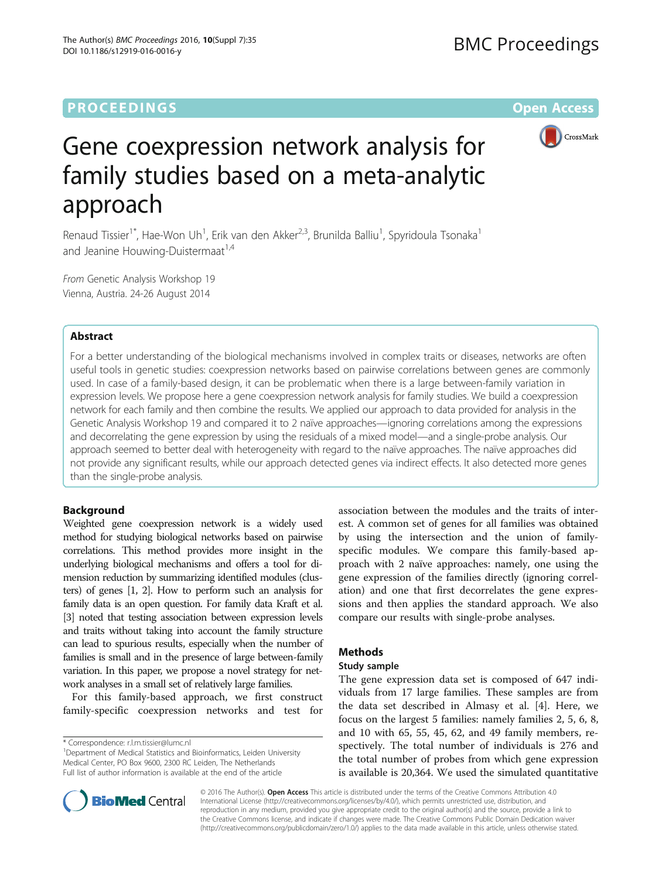PROCEEDINGS Open Access

# Gene coexpression network analysis for family studies based on a meta-analytic approach

Renaud Tissier[1*], Hae-Won Uh[1], Erik van den Akker[2,3], Brunilda Balliu[1], Spyridoula Tsonaka[1] and Jeanine Houwing-Duistermaat[1,4]

*From* Genetic Analysis Workshop 19
Vienna, Austria. 24-26 August 2014

## Abstract

For a better understanding of the biological mechanisms involved in complex traits or diseases, networks are often useful tools in genetic studies: coexpression networks based on pairwise correlations between genes are commonly used. In case of a family-based design, it can be problematic when there is a large between-family variation in expression levels. We propose here a gene coexpression network analysis for family studies. We build a coexpression network for each family and then combine the results. We applied our approach to data provided for analysis in the Genetic Analysis Workshop 19 and compared it to 2 naïve approaches—ignoring correlations among the expressions and decorrelating the gene expression by using the residuals of a mixed model—and a single-probe analysis. Our approach seemed to better deal with heterogeneity with regard to the naïve approaches. The naïve approaches did not provide any significant results, while our approach detected genes via indirect effects. It also detected more genes than the single-probe analysis.

## Background

Weighted gene coexpression network is a widely used method for studying biological networks based on pairwise correlations. This method provides more insight in the underlying biological mechanisms and offers a tool for dimension reduction by summarizing identified modules (clusters) of genes [1, 2]. How to perform such an analysis for family data is an open question. For family data Kraft et al. [3] noted that testing association between expression levels and traits without taking into account the family structure can lead to spurious results, especially when the number of families is small and in the presence of large between-family variation. In this paper, we propose a novel strategy for network analyses in a small set of relatively large families.

For this family-based approach, we first construct family-specific coexpression networks and test for association between the modules and the traits of interest. A common set of genes for all families was obtained by using the intersection and the union of family-specific modules. We compare this family-based approach with 2 naïve approaches: namely, one using the gene expression of the families directly (ignoring correlation) and one that first decorrelates the gene expressions and then applies the standard approach. We also compare our results with single-probe analyses.

## Methods

### Study sample

The gene expression data set is composed of 647 individuals from 17 large families. These samples are from the data set described in Almasy et al. [4]. Here, we focus on the largest 5 families: namely families 2, 5, 6, 8, and 10 with 65, 55, 45, 62, and 49 family members, respectively. The total number of individuals is 276 and the total number of probes from which gene expression is available is 20,364. We used the simulated quantitative

\* Correspondence: r.l.m.tissier@lumc.nl
[1]Department of Medical Statistics and Bioinformatics, Leiden University Medical Center, PO Box 9600, 2300 RC Leiden, The Netherlands
Full list of author information is available at the end of the article

© 2016 The Author(s). **Open Access** This article is distributed under the terms of the Creative Commons Attribution 4.0 International License (http://creativecommons.org/licenses/by/4.0/), which permits unrestricted use, distribution, and reproduction in any medium, provided you give appropriate credit to the original author(s) and the source, provide a link to the Creative Commons license, and indicate if changes were made. The Creative Commons Public Domain Dedication waiver (http://creativecommons.org/publicdomain/zero/1.0/) applies to the data made available in this article, unless otherwise stated.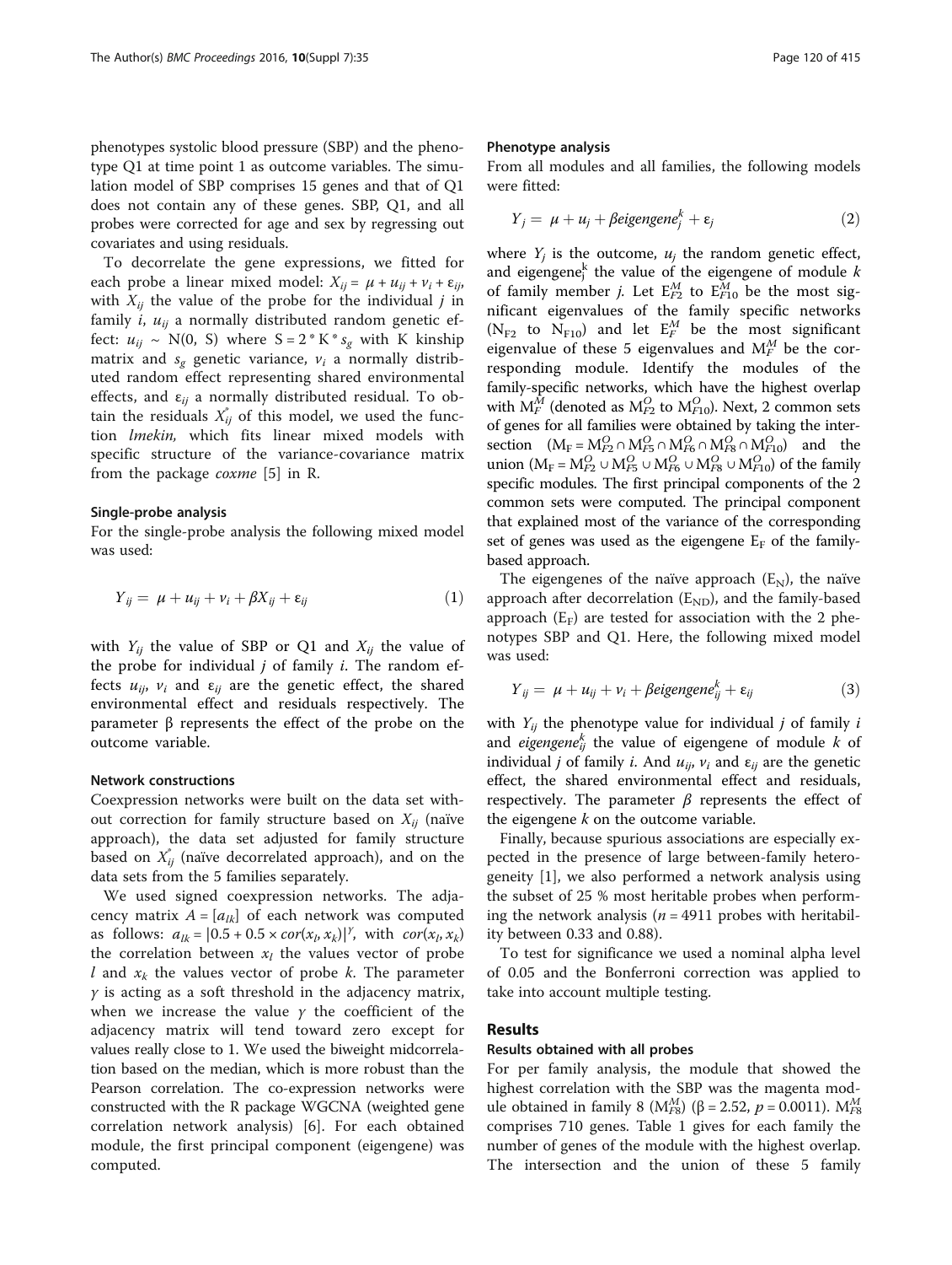phenotypes systolic blood pressure (SBP) and the phenotype Q1 at time point 1 as outcome variables. The simulation model of SBP comprises 15 genes and that of Q1 does not contain any of these genes. SBP, Q1, and all probes were corrected for age and sex by regressing out covariates and using residuals.

To decorrelate the gene expressions, we fitted for each probe a linear mixed model: $X_{ij} = \mu + u_{ij} + v_i + \varepsilon_{ij}$, with $X_{ij}$ the value of the probe for the individual $j$ in family $i$, $u_{ij}$ a normally distributed random genetic effect: $u_{ij} \sim N(0, S)$ where $S = 2 * K * s_g$ with K kinship matrix and $s_g$ genetic variance, $v_i$ a normally distributed random effect representing shared environmental effects, and $\varepsilon_{ij}$ a normally distributed residual. To obtain the residuals $X_{ij}^{*}$ of this model, we used the function *lmekin,* which fits linear mixed models with specific structure of the variance-covariance matrix from the package *coxme* [5] in R.

#### Single-probe analysis

For the single-probe analysis the following mixed model was used:

$$Y_{ij} = \mu + u_{ij} + v_i + \beta X_{ij} + \varepsilon_{ij} \quad (1)$$

with $Y_{ij}$ the value of SBP or Q1 and $X_{ij}$ the value of the probe for individual $j$ of family $i$. The random effects $u_{ij}$, $v_i$ and $\varepsilon_{ij}$ are the genetic effect, the shared environmental effect and residuals respectively. The parameter β represents the effect of the probe on the outcome variable.

#### Network constructions

Coexpression networks were built on the data set without correction for family structure based on $X_{ij}$ (naïve approach), the data set adjusted for family structure based on $X_{ij}^{*}$ (naïve decorrelated approach), and on the data sets from the 5 families separately.

We used signed coexpression networks. The adjacency matrix $A = [a_{lk}]$ of each network was computed as follows: $a_{lk} = |0.5 + 0.5 \times cor(x_l, x_k)|^{\gamma}$, with $cor(x_l, x_k)$ the correlation between $x_l$ the values vector of probe $l$ and $x_k$ the values vector of probe $k$. The parameter $\gamma$ is acting as a soft threshold in the adjacency matrix, when we increase the value $\gamma$ the coefficient of the adjacency matrix will tend toward zero except for values really close to 1. We used the biweight midcorrelation based on the median, which is more robust than the Pearson correlation. The co-expression networks were constructed with the R package WGCNA (weighted gene correlation network analysis) [6]. For each obtained module, the first principal component (eigengene) was computed.

#### Phenotype analysis

From all modules and all families, the following models were fitted:

$$Y_j = \mu + u_j + \beta eigengene_j^k + \varepsilon_j \quad (2)$$

where $Y_j$ is the outcome, $u_j$ the random genetic effect, and $\text{eigengene}_j^k$ the value of the eigengene of module $k$ of family member $j$. Let $E_{F2}^{M}$ to $E_{F10}^{M}$ be the most significant eigenvalues of the family specific networks ($N_{F2}$ to $N_{F10}$) and let $E_F^M$ be the most significant eigenvalue of these 5 eigenvalues and $M_F^M$ be the corresponding module. Identify the modules of the family-specific networks, which have the highest overlap with $M_F^M$ (denoted as $M_{F2}^{O}$ to $M_{F10}^{O}$). Next, 2 common sets of genes for all families were obtained by taking the intersection ($M_F = M_{F2}^{O} \cap M_{F5}^{O} \cap M_{F6}^{O} \cap M_{F8}^{O} \cap M_{F10}^{O}$) and the union ($M_F = M_{F2}^{O} \cup M_{F5}^{O} \cup M_{F6}^{O} \cup M_{F8}^{O} \cup M_{F10}^{O}$) of the family specific modules. The first principal components of the 2 common sets were computed. The principal component that explained most of the variance of the corresponding set of genes was used as the eigengene $E_F$ of the family-based approach.

The eigengenes of the naïve approach ($E_N$), the naïve approach after decorrelation ($E_{ND}$), and the family-based approach ($E_F$) are tested for association with the 2 phenotypes SBP and Q1. Here, the following mixed model was used:

$$Y_{ij} = \mu + u_{ij} + v_i + \beta eigengene_{ij}^k + \varepsilon_{ij} \quad (3)$$

with $Y_{ij}$ the phenotype value for individual $j$ of family $i$ and $eigengene_{ij}^k$ the value of eigengene of module $k$ of individual $j$ of family $i$. And $u_{ij}$, $v_i$ and $\varepsilon_{ij}$ are the genetic effect, the shared environmental effect and residuals, respectively. The parameter $\beta$ represents the effect of the eigengene $k$ on the outcome variable.

Finally, because spurious associations are especially expected in the presence of large between-family heterogeneity [1], we also performed a network analysis using the subset of 25 % most heritable probes when performing the network analysis ($n = 4911$ probes with heritability between 0.33 and 0.88).

To test for significance we used a nominal alpha level of 0.05 and the Bonferroni correction was applied to take into account multiple testing.

## Results

#### Results obtained with all probes

For per family analysis, the module that showed the highest correlation with the SBP was the magenta module obtained in family 8 ($M_{F8}^{M}$) ($\beta = 2.52$, $p = 0.0011$). $M_{F8}^{M}$ comprises 710 genes. Table 1 gives for each family the number of genes of the module with the highest overlap. The intersection and the union of these 5 family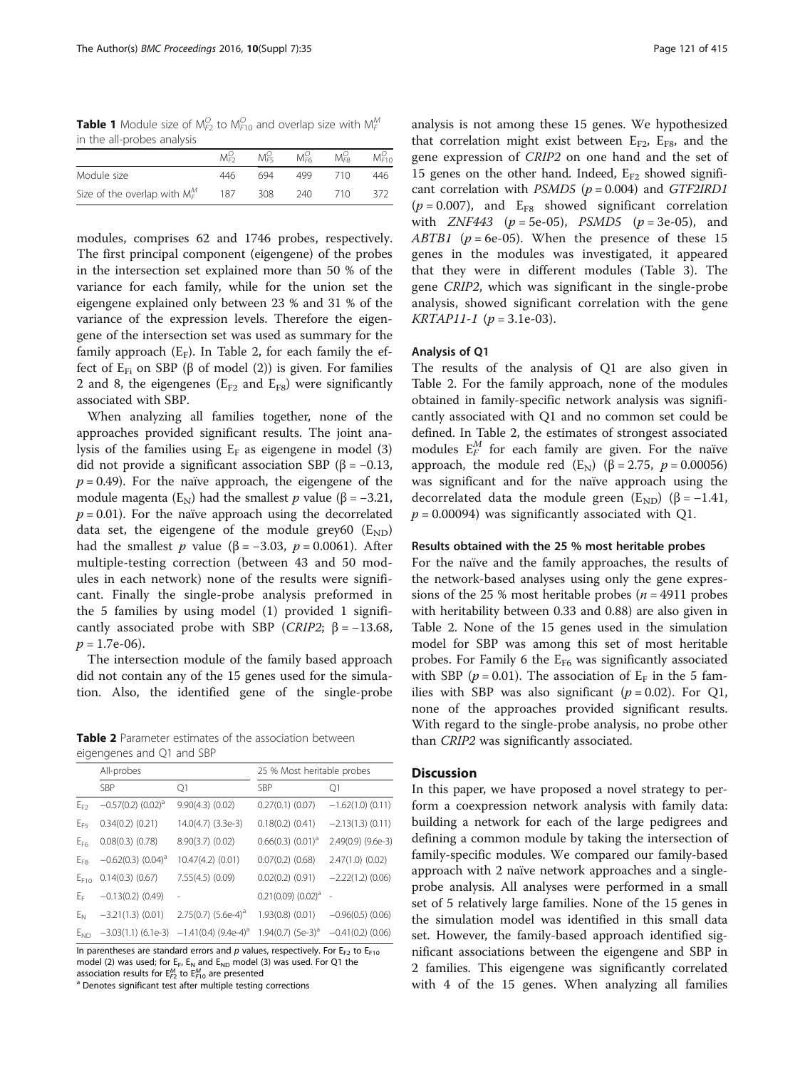**Table 1** Module size of $M^O_{F2}$ to $M^O_{F10}$ and overlap size with $M^M_F$ in the all-probes analysis

| | $M^O_{F2}$ | $M^O_{F5}$ | $M^O_{F6}$ | $M^O_{F8}$ | $M^O_{F10}$ |
|---|---|---|---|---|---|
| Module size | 446 | 694 | 499 | 710 | 446 |
| Size of the overlap with $M^M_F$ | 187 | 308 | 240 | 710 | 372 |

modules, comprises 62 and 1746 probes, respectively. The first principal component (eigengene) of the probes in the intersection set explained more than 50 % of the variance for each family, while for the union set the eigengene explained only between 23 % and 31 % of the variance of the expression levels. Therefore the eigengene of the intersection set was used as summary for the family approach ($E_F$). In Table 2, for each family the effect of $E_{Fi}$ on SBP (β of model (2)) is given. For families 2 and 8, the eigengenes ($E_{F2}$ and $E_{F8}$) were significantly associated with SBP.

When analyzing all families together, none of the approaches provided significant results. The joint analysis of the families using $E_F$ as eigengene in model (3) did not provide a significant association SBP ($\beta = -0.13$, $p = 0.49$). For the naïve approach, the eigengene of the module magenta ($E_N$) had the smallest $p$ value ($\beta = -3.21$, $p = 0.01$). For the naïve approach using the decorrelated data set, the eigengene of the module grey60 ($E_{ND}$) had the smallest $p$ value ($\beta = -3.03$, $p = 0.0061$). After multiple-testing correction (between 43 and 50 modules in each network) none of the results were significant. Finally the single-probe analysis preformed in the 5 families by using model (1) provided 1 significantly associated probe with SBP (*CRIP2*; $\beta = -13.68$, $p = 1.7\text{e-}06$).

The intersection module of the family based approach did not contain any of the 15 genes used for the simulation. Also, the identified gene of the single-probe analysis is not among these 15 genes. We hypothesized that correlation might exist between $E_{F2}$, $E_{F8}$, and the gene expression of *CRIP2* on one hand and the set of 15 genes on the other hand. Indeed, $E_{F2}$ showed significant correlation with *PSMD5* ($p = 0.004$) and *GTF2IRD1* ($p = 0.007$), and $E_{F8}$ showed significant correlation with *ZNF443* ($p = 5\text{e-}05$), *PSMD5* ($p = 3\text{e-}05$), and *ABTB1* ($p = 6\text{e-}05$). When the presence of these 15 genes in the modules was investigated, it appeared that they were in different modules (Table 3). The gene *CRIP2*, which was significant in the single-probe analysis, showed significant correlation with the gene *KRTAP11-1* ($p = 3.1\text{e-}03$).

**Table 2** Parameter estimates of the association between eigengenes and Q1 and SBP

| | All-probes | | 25 % Most heritable probes | |
|---|---|---|---|---|
| | SBP | Q1 | SBP | Q1 |
| $E_{F2}$ | −0.57(0.2) (0.02)[a] | 9.90(4.3) (0.02) | 0.27(0.1) (0.07) | −1.62(1.0) (0.11) |
| $E_{F5}$ | 0.34(0.2) (0.21) | 14.0(4.7) (3.3e-3) | 0.18(0.2) (0.41) | −2.13(1.3) (0.11) |
| $E_{F6}$ | 0.08(0.3) (0.78) | 8.90(3.7) (0.02) | 0.66(0.3) (0.01)[a] | 2.49(0.9) (9.6e-3) |
| $E_{F8}$ | −0.62(0.3) (0.04)[a] | 10.47(4.2) (0.01) | 0.07(0.2) (0.68) | 2.47(1.0) (0.02) |
| $E_{F10}$ | 0.14(0.3) (0.67) | 7.55(4.5) (0.09) | 0.02(0.2) (0.91) | −2.22(1.2) (0.06) |
| $E_F$ | −0.13(0.2) (0.49) | - | 0.21(0.09) (0.02)[a] | - |
| $E_N$ | −3.21(1.3) (0.01) | 2.75(0.7) (5.6e-4)[a] | 1.93(0.8) (0.01) | −0.96(0.5) (0.06) |
| $E_{ND}$ | −3.03(1.1) (6.1e-3) | −1.41(0.4) (9.4e-4)[a] | 1.94(0.7) (5e-3)[a] | −0.41(0.2) (0.06) |

In parentheses are standard errors and $p$ values, respectively. For $E_{F2}$ to $E_{F10}$ model (2) was used; for $E_F$, $E_N$ and $E_{ND}$ model (3) was used. For Q1 the association results for $E^M_{F2}$ to $E^M_{F10}$ are presented

[a] Denotes significant test after multiple testing corrections

#### Analysis of Q1

The results of the analysis of Q1 are also given in Table 2. For the family approach, none of the modules obtained in family-specific network analysis was significantly associated with Q1 and no common set could be defined. In Table 2, the estimates of strongest associated modules $E^M_F$ for each family are given. For the naïve approach, the module red ($E_N$) ($\beta = 2.75$, $p = 0.00056$) was significant and for the naïve approach using the decorrelated data the module green ($E_{ND}$) ($\beta = -1.41$, $p = 0.00094$) was significantly associated with Q1.

#### Results obtained with the 25 % most heritable probes

For the naïve and the family approaches, the results of the network-based analyses using only the gene expressions of the 25 % most heritable probes ($n = 4911$ probes with heritability between 0.33 and 0.88) are also given in Table 2. None of the 15 genes used in the simulation model for SBP was among this set of most heritable probes. For Family 6 the $E_{F6}$ was significantly associated with SBP ($p = 0.01$). The association of $E_F$ in the 5 families with SBP was also significant ($p = 0.02$). For Q1, none of the approaches provided significant results. With regard to the single-probe analysis, no probe other than *CRIP2* was significantly associated.

## Discussion

In this paper, we have proposed a novel strategy to perform a coexpression network analysis with family data: building a network for each of the large pedigrees and defining a common module by taking the intersection of family-specific modules. We compared our family-based approach with 2 naïve network approaches and a single-probe analysis. All analyses were performed in a small set of 5 relatively large families. None of the 15 genes in the simulation model was identified in this small data set. However, the family-based approach identified significant associations between the eigengene and SBP in 2 families. This eigengene was significantly correlated with 4 of the 15 genes. When analyzing all families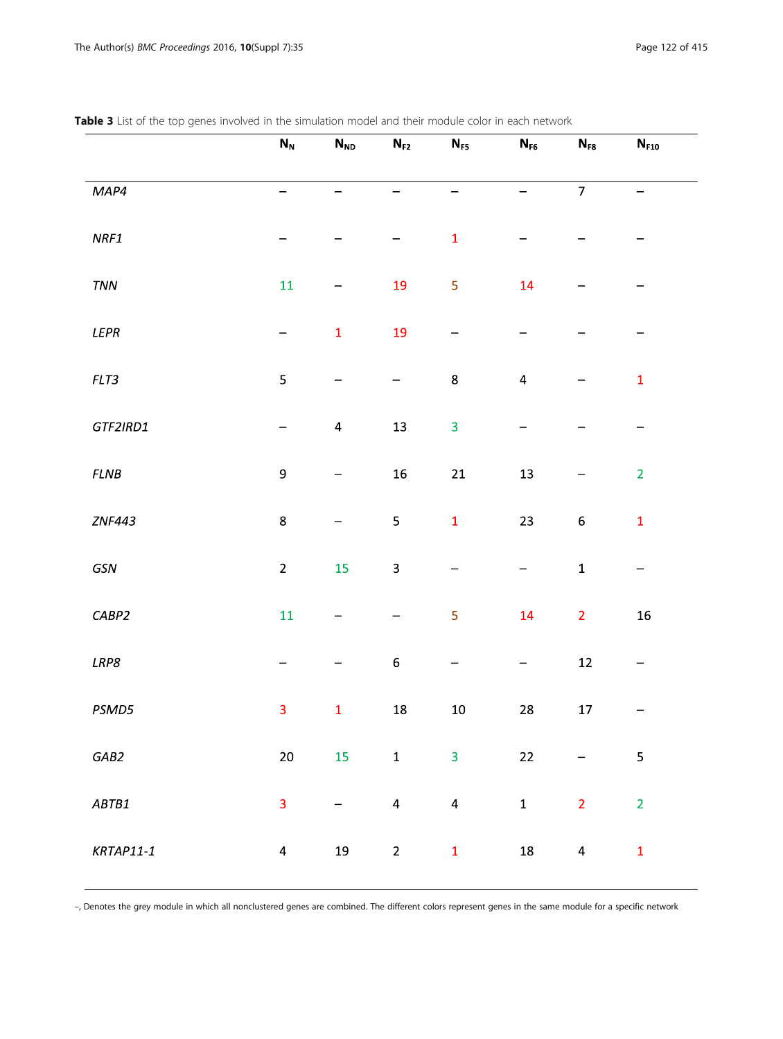**Table 3** List of the top genes involved in the simulation model and their module color in each network

| | $N_N$ | $N_{ND}$ | $N_{F2}$ | $N_{F5}$ | $N_{F6}$ | $N_{F8}$ | $N_{F10}$ |
|---|---|---|---|---|---|---|---|
| *MAP4* | – | – | – | – | – | 7 | – |
| *NRF1* | – | – | – | 1 | – | – | – |
| *TNN* | 11 | – | 19 | 5 | 14 | – | – |
| *LEPR* | – | 1 | 19 | – | – | – | – |
| *FLT3* | 5 | – | – | 8 | 4 | – | 1 |
| *GTF2IRD1* | – | 4 | 13 | 3 | – | – | – |
| *FLNB* | 9 | – | 16 | 21 | 13 | – | 2 |
| *ZNF443* | 8 | – | 5 | 1 | 23 | 6 | 1 |
| *GSN* | 2 | 15 | 3 | – | – | 1 | – |
| *CABP2* | 11 | – | – | 5 | 14 | 2 | 16 |
| *LRP8* | – | – | 6 | – | – | 12 | – |
| *PSMD5* | 3 | 1 | 18 | 10 | 28 | 17 | – |
| *GAB2* | 20 | 15 | 1 | 3 | 22 | – | 5 |
| *ABTB1* | 3 | – | 4 | 4 | 1 | 2 | 2 |
| *KRTAP11-1* | 4 | 19 | 2 | 1 | 18 | 4 | 1 |

–, Denotes the grey module in which all nonclustered genes are combined. The different colors represent genes in the same module for a specific network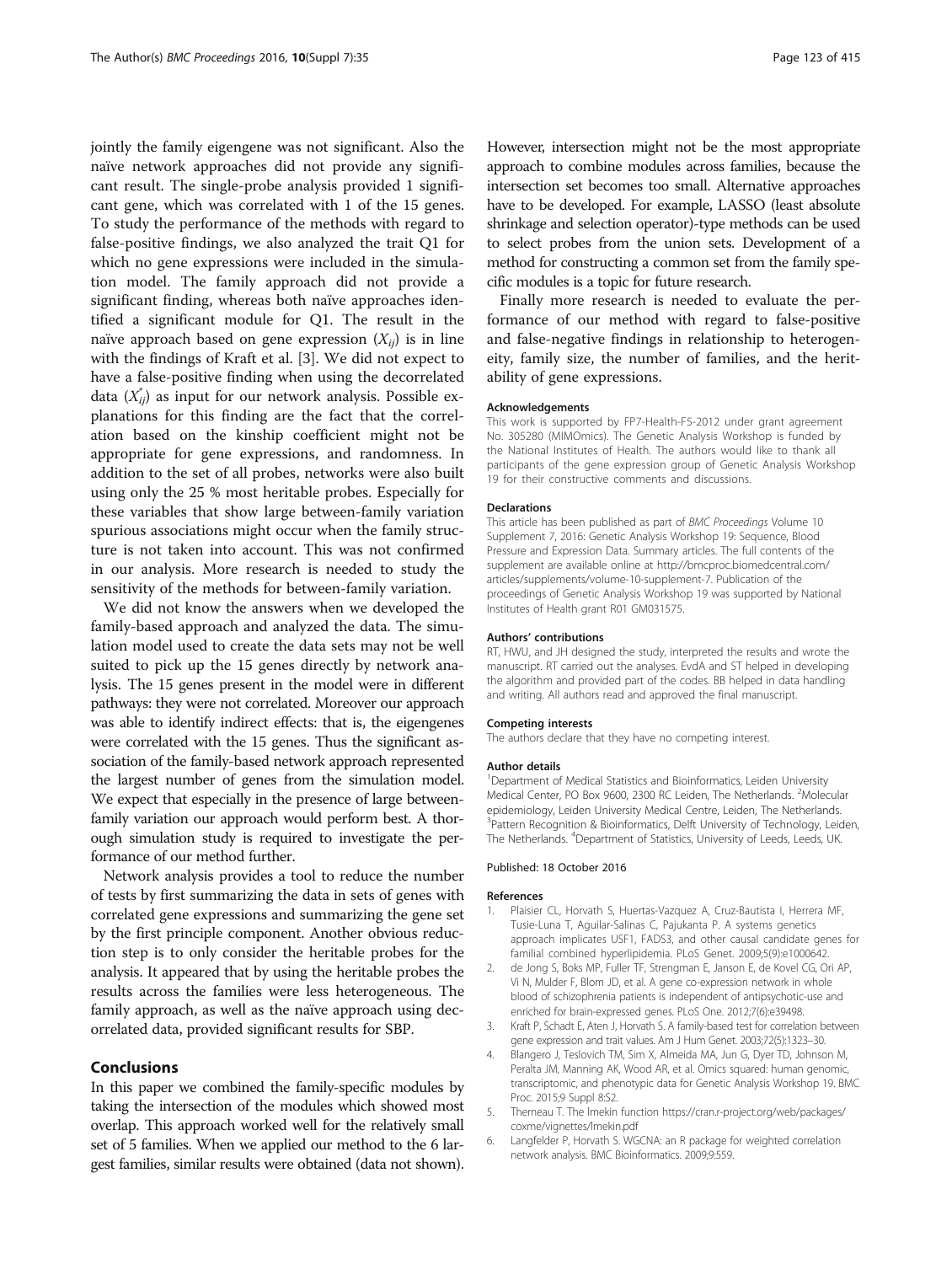jointly the family eigengene was not significant. Also the naïve network approaches did not provide any significant result. The single-probe analysis provided 1 significant gene, which was correlated with 1 of the 15 genes. To study the performance of the methods with regard to false-positive findings, we also analyzed the trait Q1 for which no gene expressions were included in the simulation model. The family approach did not provide a significant finding, whereas both naïve approaches identified a significant module for Q1. The result in the naïve approach based on gene expression ($X_{ij}$) is in line with the findings of Kraft et al. [3]. We did not expect to have a false-positive finding when using the decorrelated data ($X_{ij}^{*}$) as input for our network analysis. Possible explanations for this finding are the fact that the correlation based on the kinship coefficient might not be appropriate for gene expressions, and randomness. In addition to the set of all probes, networks were also built using only the 25 % most heritable probes. Especially for these variables that show large between-family variation spurious associations might occur when the family structure is not taken into account. This was not confirmed in our analysis. More research is needed to study the sensitivity of the methods for between-family variation.

We did not know the answers when we developed the family-based approach and analyzed the data. The simulation model used to create the data sets may not be well suited to pick up the 15 genes directly by network analysis. The 15 genes present in the model were in different pathways: they were not correlated. Moreover our approach was able to identify indirect effects: that is, the eigengenes were correlated with the 15 genes. Thus the significant association of the family-based network approach represented the largest number of genes from the simulation model. We expect that especially in the presence of large between-family variation our approach would perform best. A thorough simulation study is required to investigate the performance of our method further.

Network analysis provides a tool to reduce the number of tests by first summarizing the data in sets of genes with correlated gene expressions and summarizing the gene set by the first principle component. Another obvious reduction step is to only consider the heritable probes for the analysis. It appeared that by using the heritable probes the results across the families were less heterogeneous. The family approach, as well as the naïve approach using decorrelated data, provided significant results for SBP.

## Conclusions

In this paper we combined the family-specific modules by taking the intersection of the modules which showed most overlap. This approach worked well for the relatively small set of 5 families. When we applied our method to the 6 largest families, similar results were obtained (data not shown). However, intersection might not be the most appropriate approach to combine modules across families, because the intersection set becomes too small. Alternative approaches have to be developed. For example, LASSO (least absolute shrinkage and selection operator)-type methods can be used to select probes from the union sets. Development of a method for constructing a common set from the family specific modules is a topic for future research.

Finally more research is needed to evaluate the performance of our method with regard to false-positive and false-negative findings in relationship to heterogeneity, family size, the number of families, and the heritability of gene expressions.

#### Acknowledgements

This work is supported by FP7-Health-F5-2012 under grant agreement No. 305280 (MIMOmics). The Genetic Analysis Workshop is funded by the National Institutes of Health. The authors would like to thank all participants of the gene expression group of Genetic Analysis Workshop 19 for their constructive comments and discussions.

#### Declarations

This article has been published as part of *BMC Proceedings* Volume 10 Supplement 7, 2016: Genetic Analysis Workshop 19: Sequence, Blood Pressure and Expression Data. Summary articles. The full contents of the supplement are available online at http://bmcproc.biomedcentral.com/articles/supplements/volume-10-supplement-7. Publication of the proceedings of Genetic Analysis Workshop 19 was supported by National Institutes of Health grant R01 GM031575.

#### Authors' contributions

RT, HWU, and JH designed the study, interpreted the results and wrote the manuscript. RT carried out the analyses. EvdA and ST helped in developing the algorithm and provided part of the codes. BB helped in data handling and writing. All authors read and approved the final manuscript.

#### Competing interests

The authors declare that they have no competing interest.

#### Author details

[1]Department of Medical Statistics and Bioinformatics, Leiden University Medical Center, PO Box 9600, 2300 RC Leiden, The Netherlands. [2]Molecular epidemiology, Leiden University Medical Centre, Leiden, The Netherlands. [3]Pattern Recognition & Bioinformatics, Delft University of Technology, Leiden, The Netherlands. [4]Department of Statistics, University of Leeds, Leeds, UK.

Published: 18 October 2016

#### References

1. Plaisier CL, Horvath S, Huertas-Vazquez A, Cruz-Bautista I, Herrera MF, Tusie-Luna T, Aguilar-Salinas C, Pajukanta P. A systems genetics approach implicates USF1, FADS3, and other causal candidate genes for familial combined hyperlipidemia. PLoS Genet. 2009;5(9):e1000642.
2. de Jong S, Boks MP, Fuller TF, Strengman E, Janson E, de Kovel CG, Ori AP, Vi N, Mulder F, Blom JD, et al. A gene co-expression network in whole blood of schizophrenia patients is independent of antipsychotic-use and enriched for brain-expressed genes. PLoS One. 2012;7(6):e39498.
3. Kraft P, Schadt E, Aten J, Horvath S. A family-based test for correlation between gene expression and trait values. Am J Hum Genet. 2003;72(5):1323–30.
4. Blangero J, Teslovich TM, Sim X, Almeida MA, Jun G, Dyer TD, Johnson M, Peralta JM, Manning AK, Wood AR, et al. Omics squared: human genomic, transcriptomic, and phenotypic data for Genetic Analysis Workshop 19. BMC Proc. 2015;9 Suppl 8:S2.
5. Therneau T. The lmekin function https://cran.r-project.org/web/packages/coxme/vignettes/lmekin.pdf
6. Langfelder P, Horvath S. WGCNA: an R package for weighted correlation network analysis. BMC Bioinformatics. 2009;9:559.